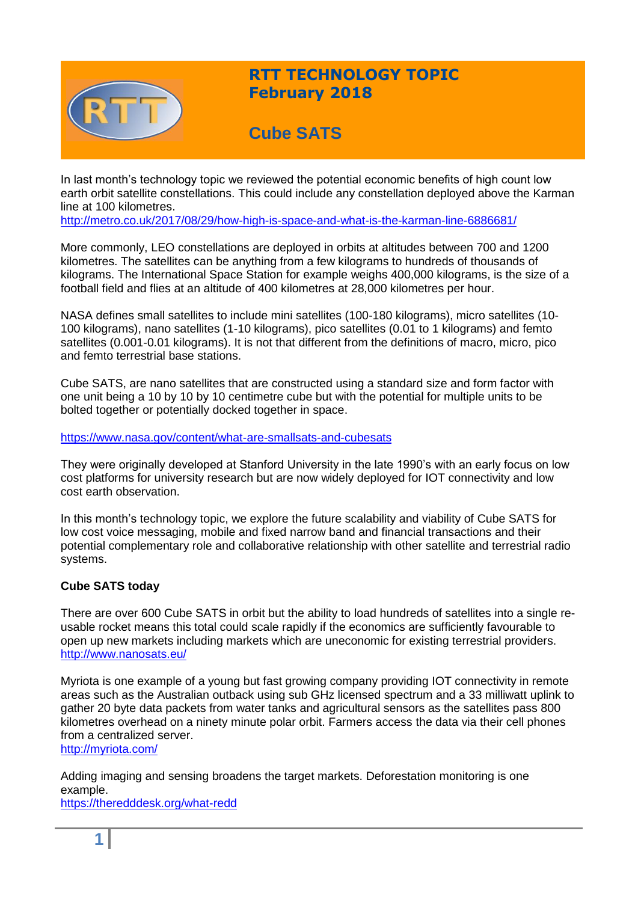# RTT TECHNOLOGY TOPIC
## February 2018

## Cube SATS

In last month's technology topic we reviewed the potential economic benefits of high count low earth orbit satellite constellations. This could include any constellation deployed above the Karman line at 100 kilometres.
http://metro.co.uk/2017/08/29/how-high-is-space-and-what-is-the-karman-line-6886681/

More commonly, LEO constellations are deployed in orbits at altitudes between 700 and 1200 kilometres. The satellites can be anything from a few kilograms to hundreds of thousands of kilograms. The International Space Station for example weighs 400,000 kilograms, is the size of a football field and flies at an altitude of 400 kilometres at 28,000 kilometres per hour.

NASA defines small satellites to include mini satellites (100-180 kilograms), micro satellites (10-100 kilograms), nano satellites (1-10 kilograms), pico satellites (0.01 to 1 kilograms) and femto satellites (0.001-0.01 kilograms). It is not that different from the definitions of macro, micro, pico and femto terrestrial base stations.

Cube SATS, are nano satellites that are constructed using a standard size and form factor with one unit being a 10 by 10 by 10 centimetre cube but with the potential for multiple units to be bolted together or potentially docked together in space.

https://www.nasa.gov/content/what-are-smallsats-and-cubesats

They were originally developed at Stanford University in the late 1990's with an early focus on low cost platforms for university research but are now widely deployed for IOT connectivity and low cost earth observation.

In this month's technology topic, we explore the future scalability and viability of Cube SATS for low cost voice messaging, mobile and fixed narrow band and financial transactions and their potential complementary role and collaborative relationship with other satellite and terrestrial radio systems.

**Cube SATS today**

There are over 600 Cube SATS in orbit but the ability to load hundreds of satellites into a single re-usable rocket means this total could scale rapidly if the economics are sufficiently favourable to open up new markets including markets which are uneconomic for existing terrestrial providers.
http://www.nanosats.eu/

Myriota is one example of a young but fast growing company providing IOT connectivity in remote areas such as the Australian outback using sub GHz licensed spectrum and a 33 milliwatt uplink to gather 20 byte data packets from water tanks and agricultural sensors as the satellites pass 800 kilometres overhead on a ninety minute polar orbit. Farmers access the data via their cell phones from a centralized server.
http://myriota.com/

Adding imaging and sensing broadens the target markets. Deforestation monitoring is one example.
https://theredddesk.org/what-redd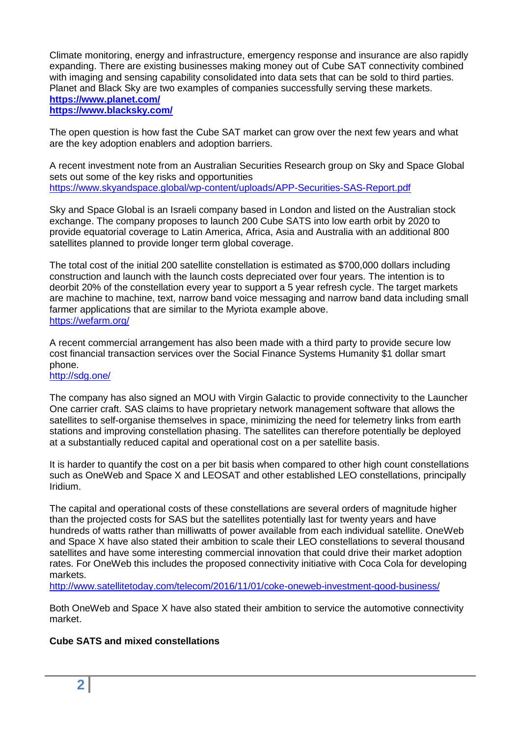Climate monitoring, energy and infrastructure, emergency response and insurance are also rapidly expanding. There are existing businesses making money out of Cube SAT connectivity combined with imaging and sensing capability consolidated into data sets that can be sold to third parties. Planet and Black Sky are two examples of companies successfully serving these markets.
**https://www.planet.com/**
**https://www.blacksky.com/**

The open question is how fast the Cube SAT market can grow over the next few years and what are the key adoption enablers and adoption barriers.

A recent investment note from an Australian Securities Research group on Sky and Space Global sets out some of the key risks and opportunities
https://www.skyandspace.global/wp-content/uploads/APP-Securities-SAS-Report.pdf

Sky and Space Global is an Israeli company based in London and listed on the Australian stock exchange. The company proposes to launch 200 Cube SATS into low earth orbit by 2020 to provide equatorial coverage to Latin America, Africa, Asia and Australia with an additional 800 satellites planned to provide longer term global coverage.

The total cost of the initial 200 satellite constellation is estimated as $700,000 dollars including construction and launch with the launch costs depreciated over four years. The intention is to deorbit 20% of the constellation every year to support a 5 year refresh cycle. The target markets are machine to machine, text, narrow band voice messaging and narrow band data including small farmer applications that are similar to the Myriota example above.
https://wefarm.org/

A recent commercial arrangement has also been made with a third party to provide secure low cost financial transaction services over the Social Finance Systems Humanity $1 dollar smart phone.
http://sdg.one/

The company has also signed an MOU with Virgin Galactic to provide connectivity to the Launcher One carrier craft. SAS claims to have proprietary network management software that allows the satellites to self-organise themselves in space, minimizing the need for telemetry links from earth stations and improving constellation phasing. The satellites can therefore potentially be deployed at a substantially reduced capital and operational cost on a per satellite basis.

It is harder to quantify the cost on a per bit basis when compared to other high count constellations such as OneWeb and Space X and LEOSAT and other established LEO constellations, principally Iridium.

The capital and operational costs of these constellations are several orders of magnitude higher than the projected costs for SAS but the satellites potentially last for twenty years and have hundreds of watts rather than milliwatts of power available from each individual satellite. OneWeb and Space X have also stated their ambition to scale their LEO constellations to several thousand satellites and have some interesting commercial innovation that could drive their market adoption rates. For OneWeb this includes the proposed connectivity initiative with Coca Cola for developing markets.
http://www.satellitetoday.com/telecom/2016/11/01/coke-oneweb-investment-good-business/

Both OneWeb and Space X have also stated their ambition to service the automotive connectivity market.

**Cube SATS and mixed constellations**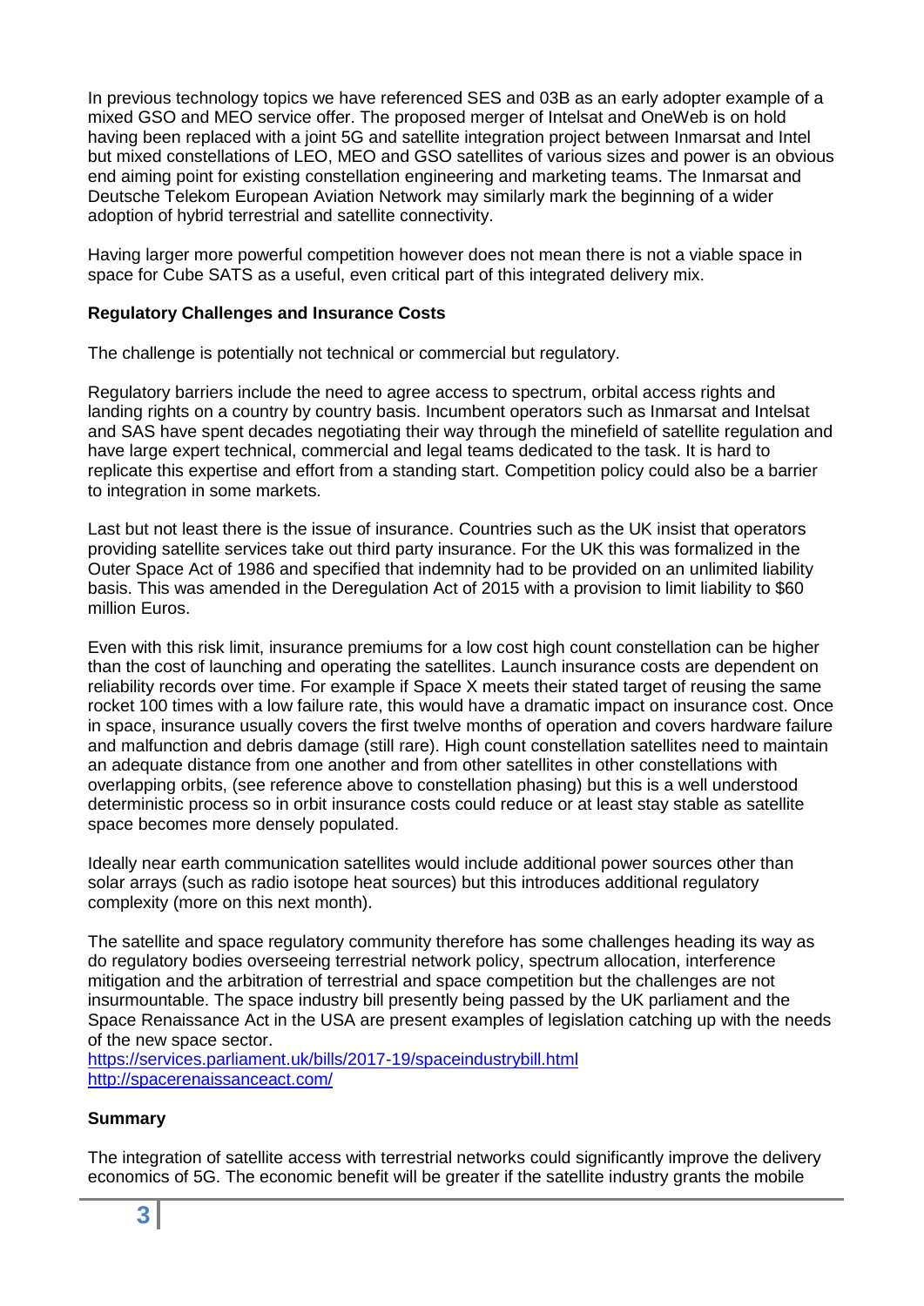In previous technology topics we have referenced SES and 03B as an early adopter example of a mixed GSO and MEO service offer. The proposed merger of Intelsat and OneWeb is on hold having been replaced with a joint 5G and satellite integration project between Inmarsat and Intel but mixed constellations of LEO, MEO and GSO satellites of various sizes and power is an obvious end aiming point for existing constellation engineering and marketing teams. The Inmarsat and Deutsche Telekom European Aviation Network may similarly mark the beginning of a wider adoption of hybrid terrestrial and satellite connectivity.

Having larger more powerful competition however does not mean there is not a viable space in space for Cube SATS as a useful, even critical part of this integrated delivery mix.

**Regulatory Challenges and Insurance Costs**

The challenge is potentially not technical or commercial but regulatory.

Regulatory barriers include the need to agree access to spectrum, orbital access rights and landing rights on a country by country basis. Incumbent operators such as Inmarsat and Intelsat and SAS have spent decades negotiating their way through the minefield of satellite regulation and have large expert technical, commercial and legal teams dedicated to the task. It is hard to replicate this expertise and effort from a standing start. Competition policy could also be a barrier to integration in some markets.

Last but not least there is the issue of insurance. Countries such as the UK insist that operators providing satellite services take out third party insurance. For the UK this was formalized in the Outer Space Act of 1986 and specified that indemnity had to be provided on an unlimited liability basis. This was amended in the Deregulation Act of 2015 with a provision to limit liability to $60 million Euros.

Even with this risk limit, insurance premiums for a low cost high count constellation can be higher than the cost of launching and operating the satellites. Launch insurance costs are dependent on reliability records over time. For example if Space X meets their stated target of reusing the same rocket 100 times with a low failure rate, this would have a dramatic impact on insurance cost. Once in space, insurance usually covers the first twelve months of operation and covers hardware failure and malfunction and debris damage (still rare). High count constellation satellites need to maintain an adequate distance from one another and from other satellites in other constellations with overlapping orbits, (see reference above to constellation phasing) but this is a well understood deterministic process so in orbit insurance costs could reduce or at least stay stable as satellite space becomes more densely populated.

Ideally near earth communication satellites would include additional power sources other than solar arrays (such as radio isotope heat sources) but this introduces additional regulatory complexity (more on this next month).

The satellite and space regulatory community therefore has some challenges heading its way as do regulatory bodies overseeing terrestrial network policy, spectrum allocation, interference mitigation and the arbitration of terrestrial and space competition but the challenges are not insurmountable. The space industry bill presently being passed by the UK parliament and the Space Renaissance Act in the USA are present examples of legislation catching up with the needs of the new space sector.
https://services.parliament.uk/bills/2017-19/spaceindustrybill.html
http://spacerenaissanceact.com/

**Summary**

The integration of satellite access with terrestrial networks could significantly improve the delivery economics of 5G. The economic benefit will be greater if the satellite industry grants the mobile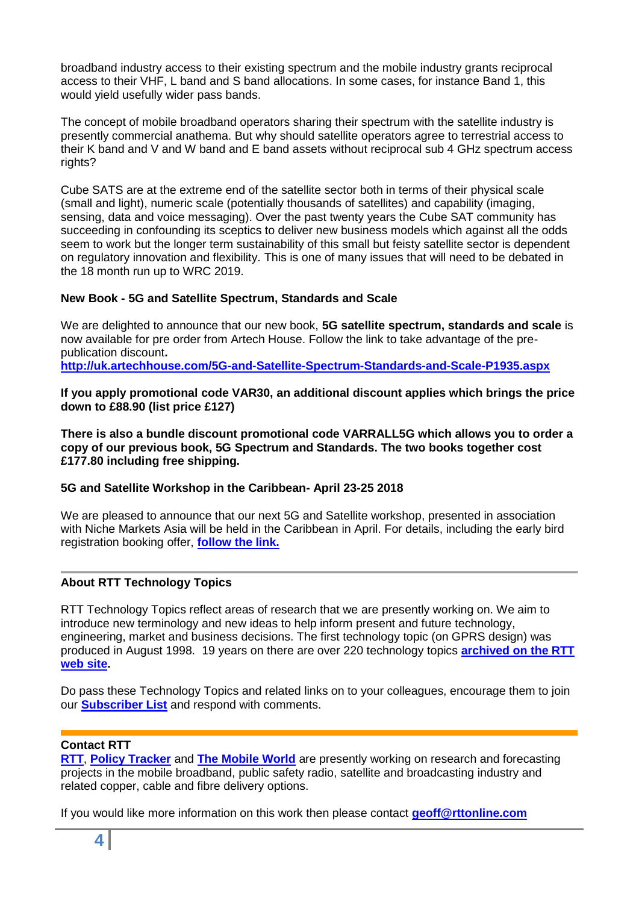broadband industry access to their existing spectrum and the mobile industry grants reciprocal access to their VHF, L band and S band allocations. In some cases, for instance Band 1, this would yield usefully wider pass bands.

The concept of mobile broadband operators sharing their spectrum with the satellite industry is presently commercial anathema. But why should satellite operators agree to terrestrial access to their K band and V and W band and E band assets without reciprocal sub 4 GHz spectrum access rights?

Cube SATS are at the extreme end of the satellite sector both in terms of their physical scale (small and light), numeric scale (potentially thousands of satellites) and capability (imaging, sensing, data and voice messaging). Over the past twenty years the Cube SAT community has succeeding in confounding its sceptics to deliver new business models which against all the odds seem to work but the longer term sustainability of this small but feisty satellite sector is dependent on regulatory innovation and flexibility. This is one of many issues that will need to be debated in the 18 month run up to WRC 2019.

**New Book - 5G and Satellite Spectrum, Standards and Scale**

We are delighted to announce that our new book, **5G satellite spectrum, standards and scale** is now available for pre order from Artech House. Follow the link to take advantage of the pre-publication discount**.**
**http://uk.artechhouse.com/5G-and-Satellite-Spectrum-Standards-and-Scale-P1935.aspx**

**If you apply promotional code VAR30, an additional discount applies which brings the price down to £88.90 (list price £127)**

**There is also a bundle discount promotional code VARRALL5G which allows you to order a copy of our previous book, 5G Spectrum and Standards. The two books together cost £177.80 including free shipping.**

**5G and Satellite Workshop in the Caribbean- April 23-25 2018**

We are pleased to announce that our next 5G and Satellite workshop, presented in association with Niche Markets Asia will be held in the Caribbean in April. For details, including the early bird registration booking offer, **follow the link.**

---

**About RTT Technology Topics**

RTT Technology Topics reflect areas of research that we are presently working on. We aim to introduce new terminology and new ideas to help inform present and future technology, engineering, market and business decisions. The first technology topic (on GPRS design) was produced in August 1998. 19 years on there are over 220 technology topics **archived on the RTT web site.**

Do pass these Technology Topics and related links on to your colleagues, encourage them to join our **Subscriber List** and respond with comments.

---

**Contact RTT**

**RTT**, **Policy Tracker** and **The Mobile World** are presently working on research and forecasting projects in the mobile broadband, public safety radio, satellite and broadcasting industry and related copper, cable and fibre delivery options.

If you would like more information on this work then please contact **geoff@rttonline.com**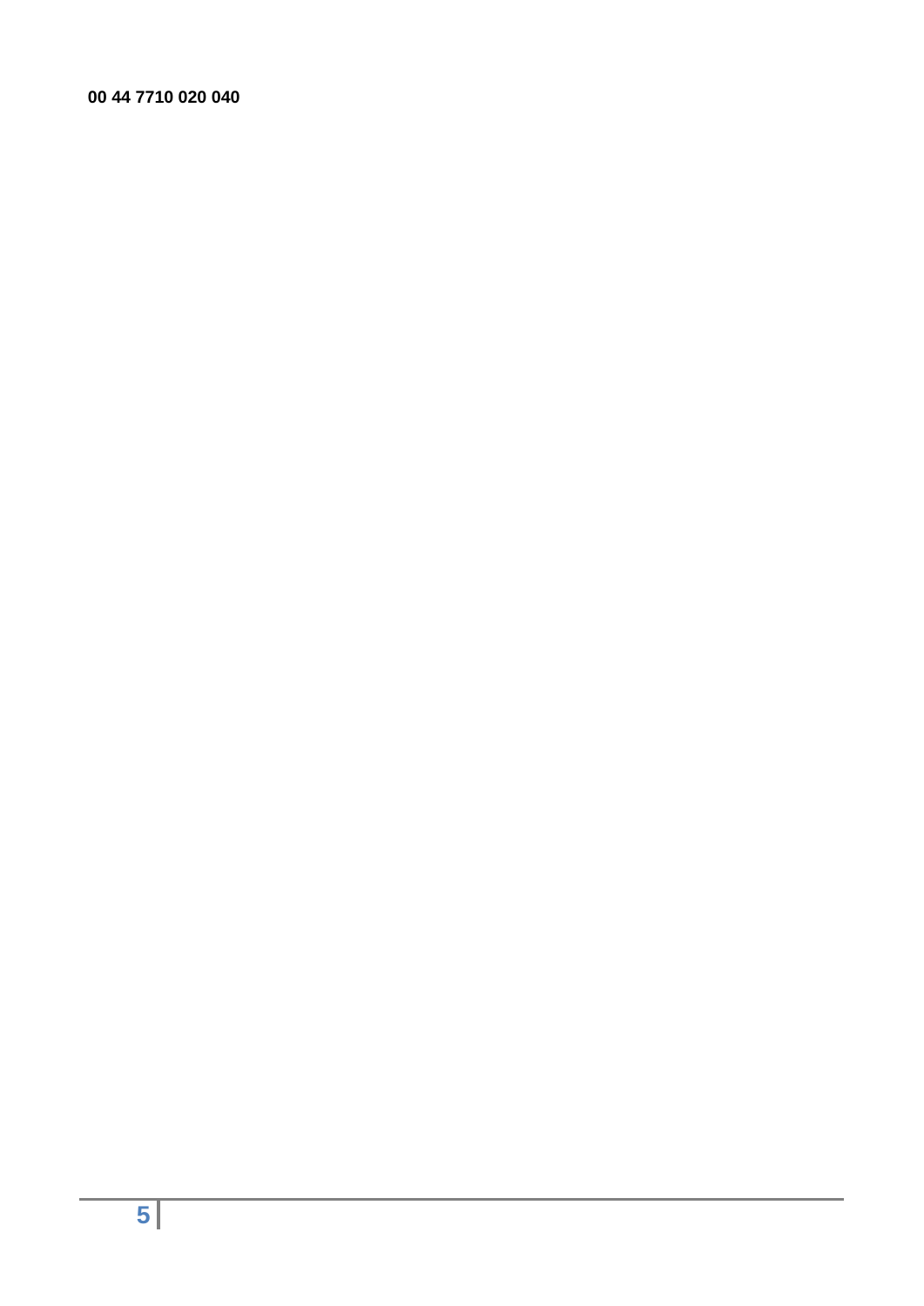**00 44 7710 020 040**